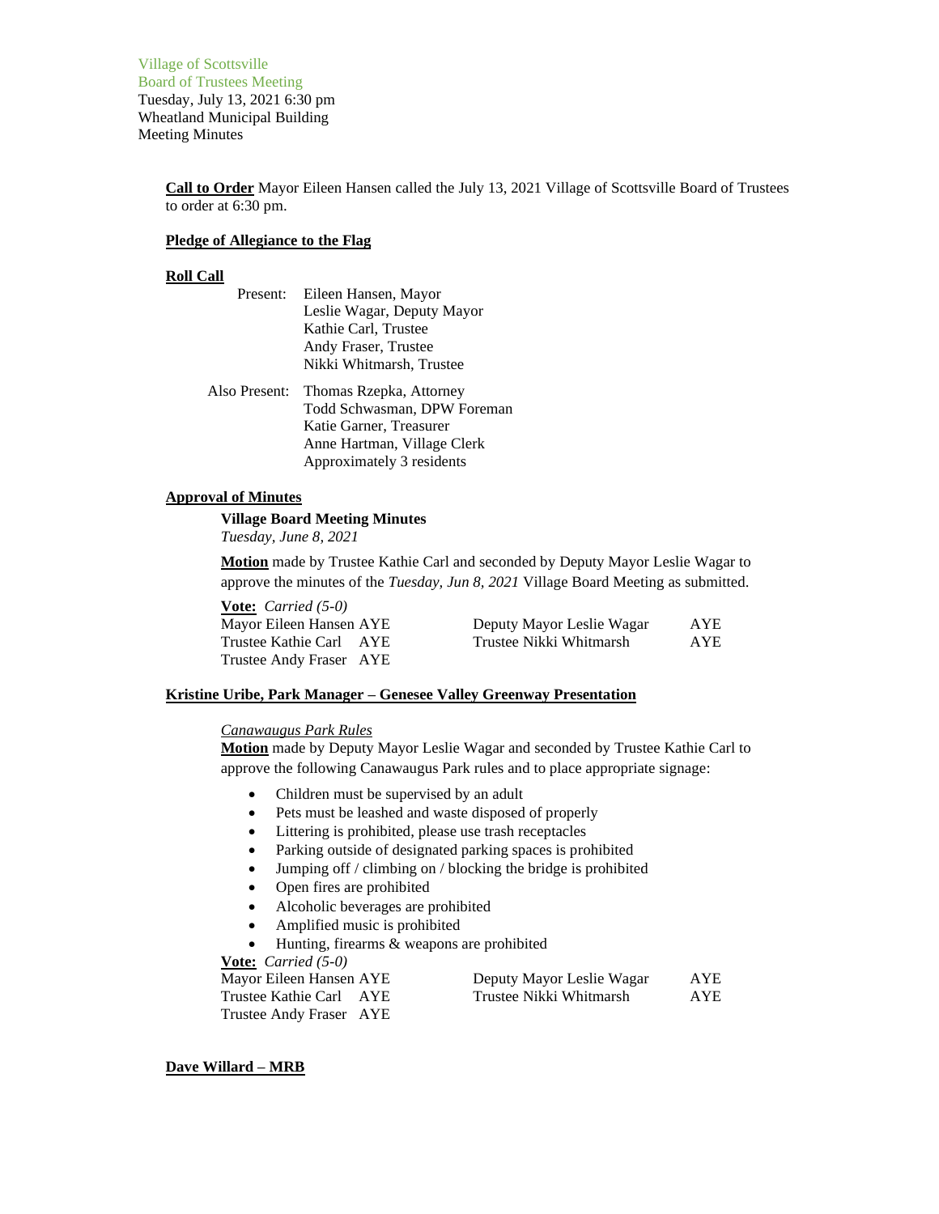Village of Scottsville
Board of Trustees Meeting
Tuesday, July 13, 2021 6:30 pm
Wheatland Municipal Building
Meeting Minutes

**Call to Order** Mayor Eileen Hansen called the July 13, 2021 Village of Scottsville Board of Trustees to order at 6:30 pm.

**Pledge of Allegiance to the Flag**

**Roll Call**

Present:
- Eileen Hansen, Mayor
- Leslie Wagar, Deputy Mayor
- Kathie Carl, Trustee
- Andy Fraser, Trustee
- Nikki Whitmarsh, Trustee

Also Present:
- Thomas Rzepka, Attorney
- Todd Schwasman, DPW Foreman
- Katie Garner, Treasurer
- Anne Hartman, Village Clerk
- Approximately 3 residents

**Approval of Minutes**

**Village Board Meeting Minutes**
*Tuesday, June 8, 2021*

**Motion** made by Trustee Kathie Carl and seconded by Deputy Mayor Leslie Wagar to approve the minutes of the *Tuesday, Jun 8, 2021* Village Board Meeting as submitted.

**Vote:** *Carried (5-0)*

| | | | |
|---|---|---|---|
| Mayor Eileen Hansen | AYE | Deputy Mayor Leslie Wagar | AYE |
| Trustee Kathie Carl | AYE | Trustee Nikki Whitmarsh | AYE |
| Trustee Andy Fraser | AYE | | |

**Kristine Uribe, Park Manager – Genesee Valley Greenway Presentation**

*Canawaugus Park Rules*
**Motion** made by Deputy Mayor Leslie Wagar and seconded by Trustee Kathie Carl to approve the following Canawaugus Park rules and to place appropriate signage:

- Children must be supervised by an adult
- Pets must be leashed and waste disposed of properly
- Littering is prohibited, please use trash receptacles
- Parking outside of designated parking spaces is prohibited
- Jumping off / climbing on / blocking the bridge is prohibited
- Open fires are prohibited
- Alcoholic beverages are prohibited
- Amplified music is prohibited
- Hunting, firearms & weapons are prohibited

**Vote:** *Carried (5-0)*

| | | | |
|---|---|---|---|
| Mayor Eileen Hansen | AYE | Deputy Mayor Leslie Wagar | AYE |
| Trustee Kathie Carl | AYE | Trustee Nikki Whitmarsh | AYE |
| Trustee Andy Fraser | AYE | | |

**Dave Willard – MRB**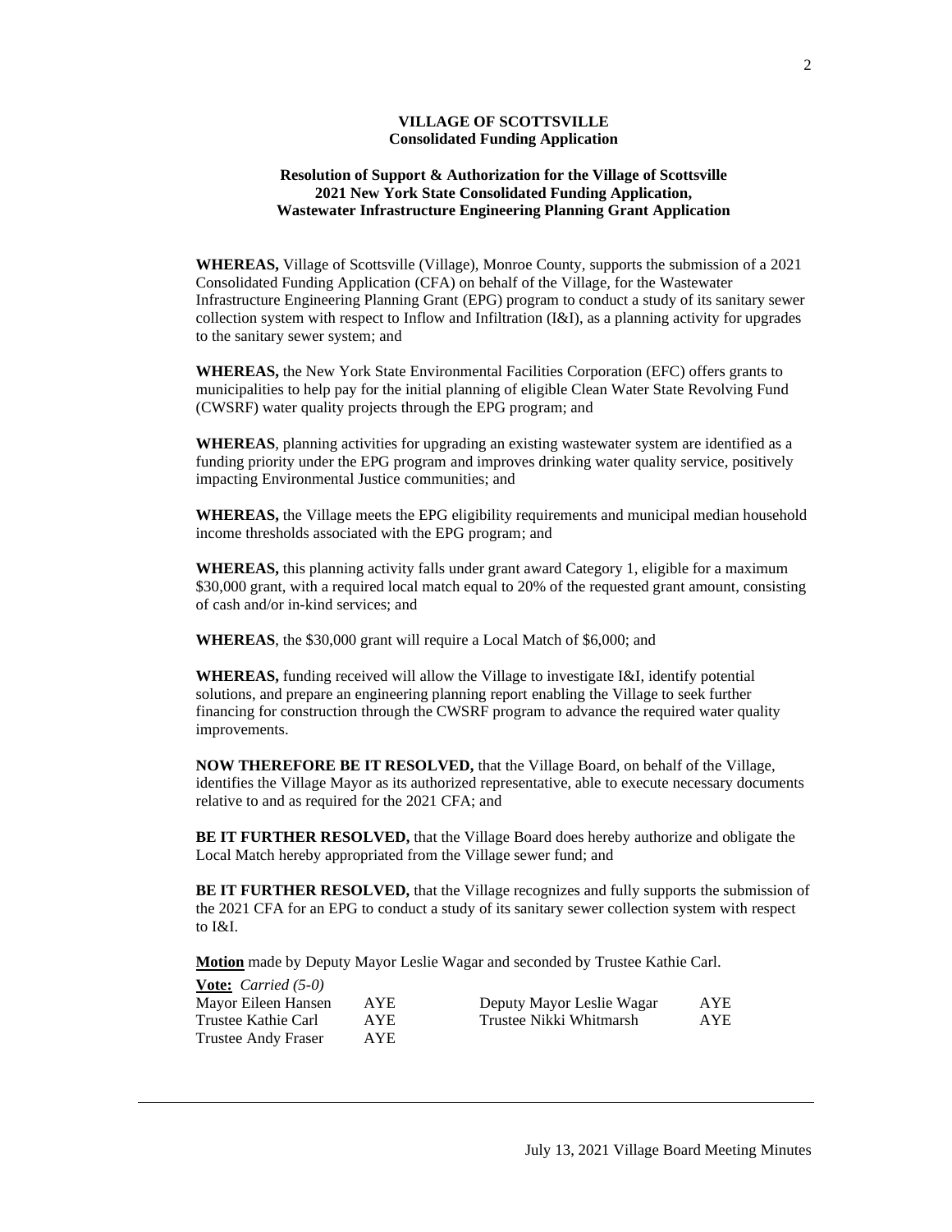**VILLAGE OF SCOTTSVILLE**
**Consolidated Funding Application**

**Resolution of Support & Authorization for the Village of Scottsville**
**2021 New York State Consolidated Funding Application,**
**Wastewater Infrastructure Engineering Planning Grant Application**

**WHEREAS,** Village of Scottsville (Village), Monroe County, supports the submission of a 2021 Consolidated Funding Application (CFA) on behalf of the Village, for the Wastewater Infrastructure Engineering Planning Grant (EPG) program to conduct a study of its sanitary sewer collection system with respect to Inflow and Infiltration (I&I), as a planning activity for upgrades to the sanitary sewer system; and

**WHEREAS,** the New York State Environmental Facilities Corporation (EFC) offers grants to municipalities to help pay for the initial planning of eligible Clean Water State Revolving Fund (CWSRF) water quality projects through the EPG program; and

**WHEREAS**, planning activities for upgrading an existing wastewater system are identified as a funding priority under the EPG program and improves drinking water quality service, positively impacting Environmental Justice communities; and

**WHEREAS,** the Village meets the EPG eligibility requirements and municipal median household income thresholds associated with the EPG program; and

**WHEREAS,** this planning activity falls under grant award Category 1, eligible for a maximum $30,000 grant, with a required local match equal to 20% of the requested grant amount, consisting of cash and/or in-kind services; and

**WHEREAS**, the $30,000 grant will require a Local Match of $6,000; and

**WHEREAS,** funding received will allow the Village to investigate I&I, identify potential solutions, and prepare an engineering planning report enabling the Village to seek further financing for construction through the CWSRF program to advance the required water quality improvements.

**NOW THEREFORE BE IT RESOLVED,** that the Village Board, on behalf of the Village, identifies the Village Mayor as its authorized representative, able to execute necessary documents relative to and as required for the 2021 CFA; and

**BE IT FURTHER RESOLVED,** that the Village Board does hereby authorize and obligate the Local Match hereby appropriated from the Village sewer fund; and

**BE IT FURTHER RESOLVED,** that the Village recognizes and fully supports the submission of the 2021 CFA for an EPG to conduct a study of its sanitary sewer collection system with respect to I&I.

**Motion** made by Deputy Mayor Leslie Wagar and seconded by Trustee Kathie Carl.

**Vote:** *Carried (5-0)*

| | | | |
|---|---|---|---|
| Mayor Eileen Hansen | AYE | Deputy Mayor Leslie Wagar | AYE |
| Trustee Kathie Carl | AYE | Trustee Nikki Whitmarsh | AYE |
| Trustee Andy Fraser | AYE | | |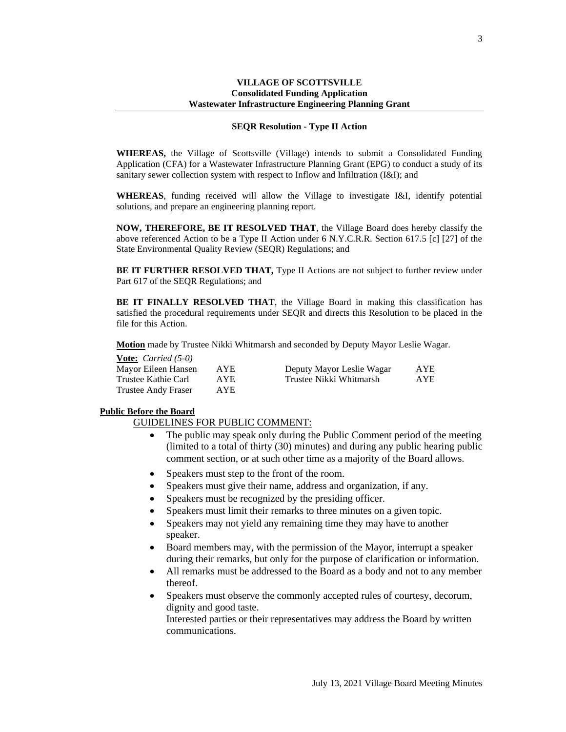**VILLAGE OF SCOTTSVILLE**
**Consolidated Funding Application**
**Wastewater Infrastructure Engineering Planning Grant**

---

**SEQR Resolution - Type II Action**

**WHEREAS,** the Village of Scottsville (Village) intends to submit a Consolidated Funding Application (CFA) for a Wastewater Infrastructure Planning Grant (EPG) to conduct a study of its sanitary sewer collection system with respect to Inflow and Infiltration (I&I); and

**WHEREAS**, funding received will allow the Village to investigate I&I, identify potential solutions, and prepare an engineering planning report.

**NOW, THEREFORE, BE IT RESOLVED THAT**, the Village Board does hereby classify the above referenced Action to be a Type II Action under 6 N.Y.C.R.R. Section 617.5 [c] [27] of the State Environmental Quality Review (SEQR) Regulations; and

**BE IT FURTHER RESOLVED THAT,** Type II Actions are not subject to further review under Part 617 of the SEQR Regulations; and

**BE IT FINALLY RESOLVED THAT**, the Village Board in making this classification has satisfied the procedural requirements under SEQR and directs this Resolution to be placed in the file for this Action.

**Motion** made by Trustee Nikki Whitmarsh and seconded by Deputy Mayor Leslie Wagar.

**Vote:** *Carried (5-0)*

| | | | |
|---|---|---|---|
| Mayor Eileen Hansen | AYE | Deputy Mayor Leslie Wagar | AYE |
| Trustee Kathie Carl | AYE | Trustee Nikki Whitmarsh | AYE |
| Trustee Andy Fraser | AYE | | |

**Public Before the Board**

GUIDELINES FOR PUBLIC COMMENT:

- The public may speak only during the Public Comment period of the meeting (limited to a total of thirty (30) minutes) and during any public hearing public comment section, or at such other time as a majority of the Board allows.
- Speakers must step to the front of the room.
- Speakers must give their name, address and organization, if any.
- Speakers must be recognized by the presiding officer.
- Speakers must limit their remarks to three minutes on a given topic.
- Speakers may not yield any remaining time they may have to another speaker.
- Board members may, with the permission of the Mayor, interrupt a speaker during their remarks, but only for the purpose of clarification or information.
- All remarks must be addressed to the Board as a body and not to any member thereof.
- Speakers must observe the commonly accepted rules of courtesy, decorum, dignity and good taste.
  Interested parties or their representatives may address the Board by written communications.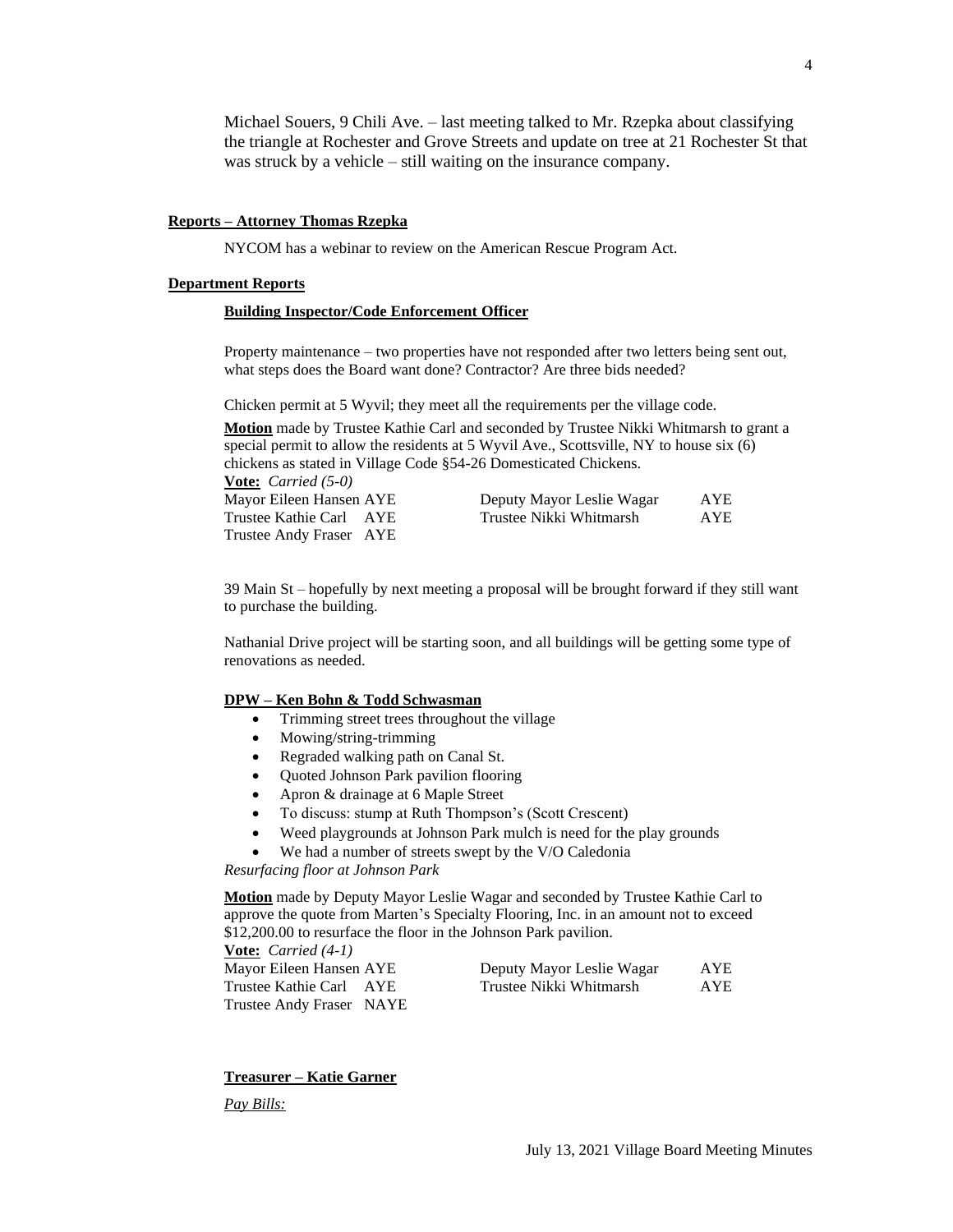Michael Souers, 9 Chili Ave. – last meeting talked to Mr. Rzepka about classifying the triangle at Rochester and Grove Streets and update on tree at 21 Rochester St that was struck by a vehicle – still waiting on the insurance company.

**Reports – Attorney Thomas Rzepka**

NYCOM has a webinar to review on the American Rescue Program Act.

**Department Reports**

**Building Inspector/Code Enforcement Officer**

Property maintenance – two properties have not responded after two letters being sent out, what steps does the Board want done? Contractor? Are three bids needed?

Chicken permit at 5 Wyvil; they meet all the requirements per the village code.

**Motion** made by Trustee Kathie Carl and seconded by Trustee Nikki Whitmarsh to grant a special permit to allow the residents at 5 Wyvil Ave., Scottsville, NY to house six (6) chickens as stated in Village Code §54-26 Domesticated Chickens.

**Vote:** *Carried (5-0)*

| | | | |
|---|---|---|---|
| Mayor Eileen Hansen | AYE | Deputy Mayor Leslie Wagar | AYE |
| Trustee Kathie Carl | AYE | Trustee Nikki Whitmarsh | AYE |
| Trustee Andy Fraser | AYE | | |

39 Main St – hopefully by next meeting a proposal will be brought forward if they still want to purchase the building.

Nathanial Drive project will be starting soon, and all buildings will be getting some type of renovations as needed.

**DPW – Ken Bohn & Todd Schwasman**

- Trimming street trees throughout the village
- Mowing/string-trimming
- Regraded walking path on Canal St.
- Quoted Johnson Park pavilion flooring
- Apron & drainage at 6 Maple Street
- To discuss: stump at Ruth Thompson's (Scott Crescent)
- Weed playgrounds at Johnson Park mulch is need for the play grounds
- We had a number of streets swept by the V/O Caledonia

*Resurfacing floor at Johnson Park*

**Motion** made by Deputy Mayor Leslie Wagar and seconded by Trustee Kathie Carl to approve the quote from Marten's Specialty Flooring, Inc. in an amount not to exceed $12,200.00 to resurface the floor in the Johnson Park pavilion.

**Vote:** *Carried (4-1)*

| | | | |
|---|---|---|---|
| Mayor Eileen Hansen | AYE | Deputy Mayor Leslie Wagar | AYE |
| Trustee Kathie Carl | AYE | Trustee Nikki Whitmarsh | AYE |
| Trustee Andy Fraser | NAYE | | |

**Treasurer – Katie Garner**

*Pay Bills:*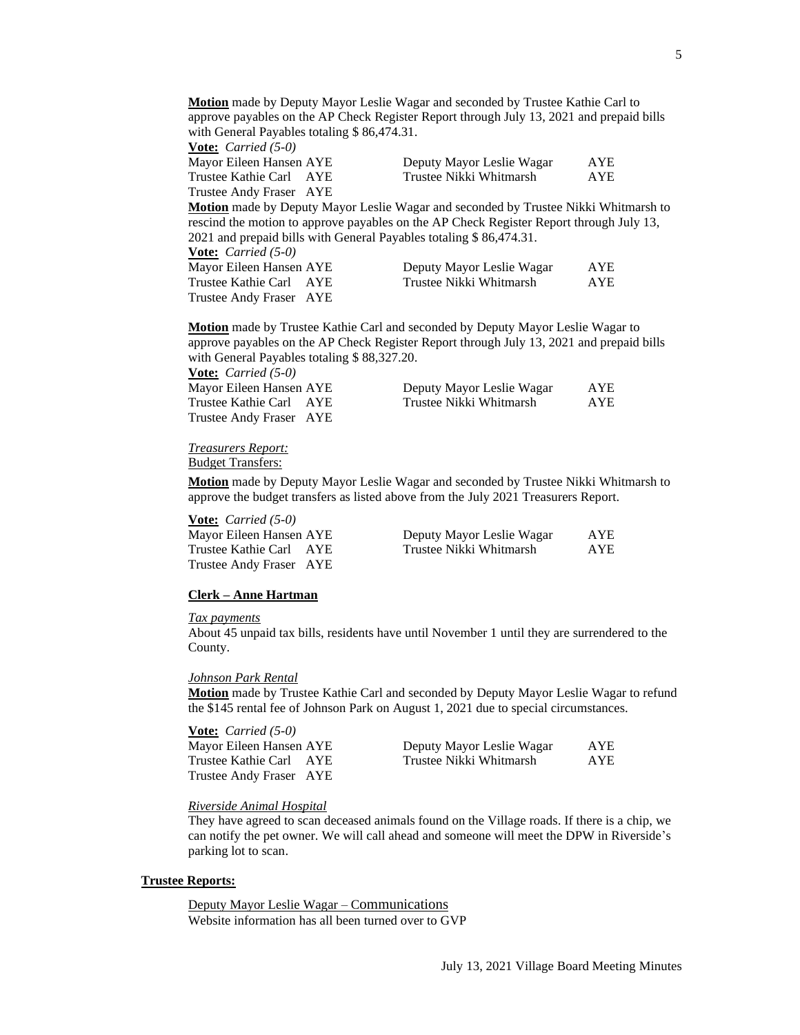**Motion** made by Deputy Mayor Leslie Wagar and seconded by Trustee Kathie Carl to approve payables on the AP Check Register Report through July 13, 2021 and prepaid bills with General Payables totaling $ 86,474.31.

**Vote:** *Carried (5-0)*

| | | | |
|---|---|---|---|
| Mayor Eileen Hansen | AYE | Deputy Mayor Leslie Wagar | AYE |
| Trustee Kathie Carl | AYE | Trustee Nikki Whitmarsh | AYE |
| Trustee Andy Fraser | AYE | | |

**Motion** made by Deputy Mayor Leslie Wagar and seconded by Trustee Nikki Whitmarsh to rescind the motion to approve payables on the AP Check Register Report through July 13, 2021 and prepaid bills with General Payables totaling $ 86,474.31.

**Vote:** *Carried (5-0)*

| | | | |
|---|---|---|---|
| Mayor Eileen Hansen | AYE | Deputy Mayor Leslie Wagar | AYE |
| Trustee Kathie Carl | AYE | Trustee Nikki Whitmarsh | AYE |
| Trustee Andy Fraser | AYE | | |

**Motion** made by Trustee Kathie Carl and seconded by Deputy Mayor Leslie Wagar to approve payables on the AP Check Register Report through July 13, 2021 and prepaid bills with General Payables totaling $ 88,327.20.

**Vote:** *Carried (5-0)*

| | | | |
|---|---|---|---|
| Mayor Eileen Hansen | AYE | Deputy Mayor Leslie Wagar | AYE |
| Trustee Kathie Carl | AYE | Trustee Nikki Whitmarsh | AYE |
| Trustee Andy Fraser | AYE | | |

*Treasurers Report:*

Budget Transfers:

**Motion** made by Deputy Mayor Leslie Wagar and seconded by Trustee Nikki Whitmarsh to approve the budget transfers as listed above from the July 2021 Treasurers Report.

**Vote:** *Carried (5-0)*

| | | | |
|---|---|---|---|
| Mayor Eileen Hansen | AYE | Deputy Mayor Leslie Wagar | AYE |
| Trustee Kathie Carl | AYE | Trustee Nikki Whitmarsh | AYE |
| Trustee Andy Fraser | AYE | | |

**Clerk – Anne Hartman**

*Tax payments*

About 45 unpaid tax bills, residents have until November 1 until they are surrendered to the County.

*Johnson Park Rental*

**Motion** made by Trustee Kathie Carl and seconded by Deputy Mayor Leslie Wagar to refund the $145 rental fee of Johnson Park on August 1, 2021 due to special circumstances.

**Vote:** *Carried (5-0)*

| | | | |
|---|---|---|---|
| Mayor Eileen Hansen | AYE | Deputy Mayor Leslie Wagar | AYE |
| Trustee Kathie Carl | AYE | Trustee Nikki Whitmarsh | AYE |
| Trustee Andy Fraser | AYE | | |

*Riverside Animal Hospital*

They have agreed to scan deceased animals found on the Village roads. If there is a chip, we can notify the pet owner. We will call ahead and someone will meet the DPW in Riverside's parking lot to scan.

**Trustee Reports:**

Deputy Mayor Leslie Wagar – Communications

Website information has all been turned over to GVP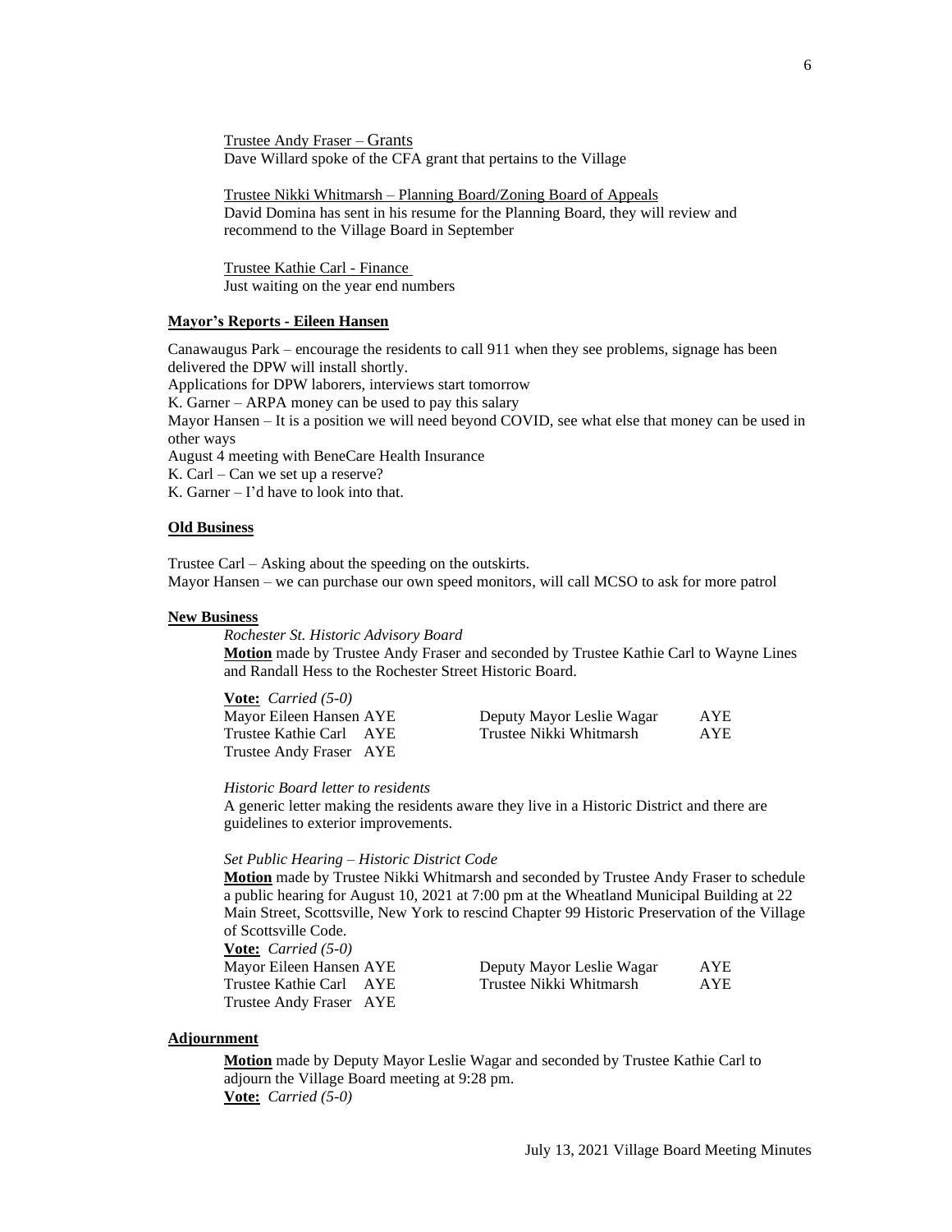Trustee Andy Fraser – Grants
Dave Willard spoke of the CFA grant that pertains to the Village

Trustee Nikki Whitmarsh – Planning Board/Zoning Board of Appeals
David Domina has sent in his resume for the Planning Board, they will review and recommend to the Village Board in September

Trustee Kathie Carl - Finance
Just waiting on the year end numbers

**Mayor's Reports - Eileen Hansen**

Canawaugus Park – encourage the residents to call 911 when they see problems, signage has been delivered the DPW will install shortly.
Applications for DPW laborers, interviews start tomorrow
K. Garner – ARPA money can be used to pay this salary
Mayor Hansen – It is a position we will need beyond COVID, see what else that money can be used in other ways
August 4 meeting with BeneCare Health Insurance
K. Carl – Can we set up a reserve?
K. Garner – I'd have to look into that.

**Old Business**

Trustee Carl – Asking about the speeding on the outskirts.
Mayor Hansen – we can purchase our own speed monitors, will call MCSO to ask for more patrol

**New Business**

*Rochester St. Historic Advisory Board*
**Motion** made by Trustee Andy Fraser and seconded by Trustee Kathie Carl to Wayne Lines and Randall Hess to the Rochester Street Historic Board.

**Vote:** *Carried (5-0)*

| | | | |
|---|---|---|---|
| Mayor Eileen Hansen | AYE | Deputy Mayor Leslie Wagar | AYE |
| Trustee Kathie Carl | AYE | Trustee Nikki Whitmarsh | AYE |
| Trustee Andy Fraser | AYE | | |

*Historic Board letter to residents*
A generic letter making the residents aware they live in a Historic District and there are guidelines to exterior improvements.

*Set Public Hearing – Historic District Code*
**Motion** made by Trustee Nikki Whitmarsh and seconded by Trustee Andy Fraser to schedule a public hearing for August 10, 2021 at 7:00 pm at the Wheatland Municipal Building at 22 Main Street, Scottsville, New York to rescind Chapter 99 Historic Preservation of the Village of Scottsville Code.
**Vote:** *Carried (5-0)*

| | | | |
|---|---|---|---|
| Mayor Eileen Hansen | AYE | Deputy Mayor Leslie Wagar | AYE |
| Trustee Kathie Carl | AYE | Trustee Nikki Whitmarsh | AYE |
| Trustee Andy Fraser | AYE | | |

**Adjournment**

**Motion** made by Deputy Mayor Leslie Wagar and seconded by Trustee Kathie Carl to adjourn the Village Board meeting at 9:28 pm.
**Vote:** *Carried (5-0)*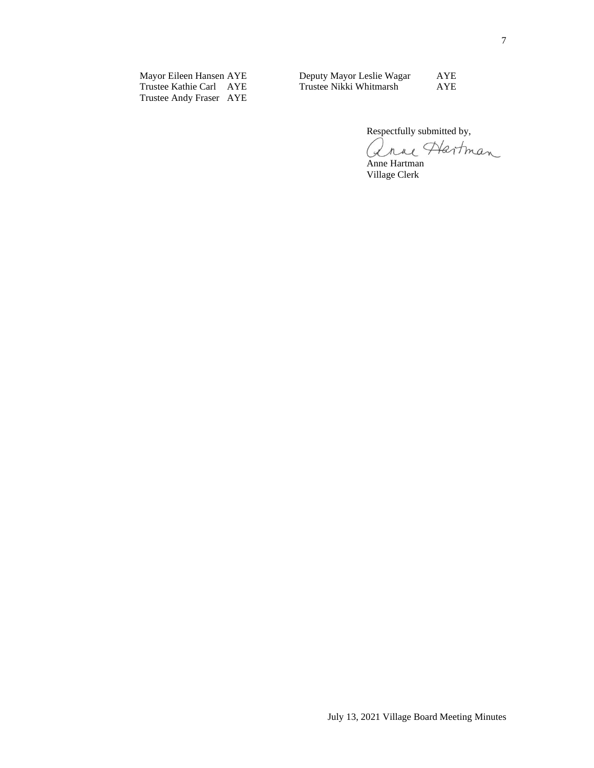Mayor Eileen Hansen AYE
Trustee Kathie Carl AYE
Trustee Andy Fraser AYE
Deputy Mayor Leslie Wagar AYE
Trustee Nikki Whitmarsh AYE

Respectfully submitted by,

Anne Hartman

Anne Hartman
Village Clerk